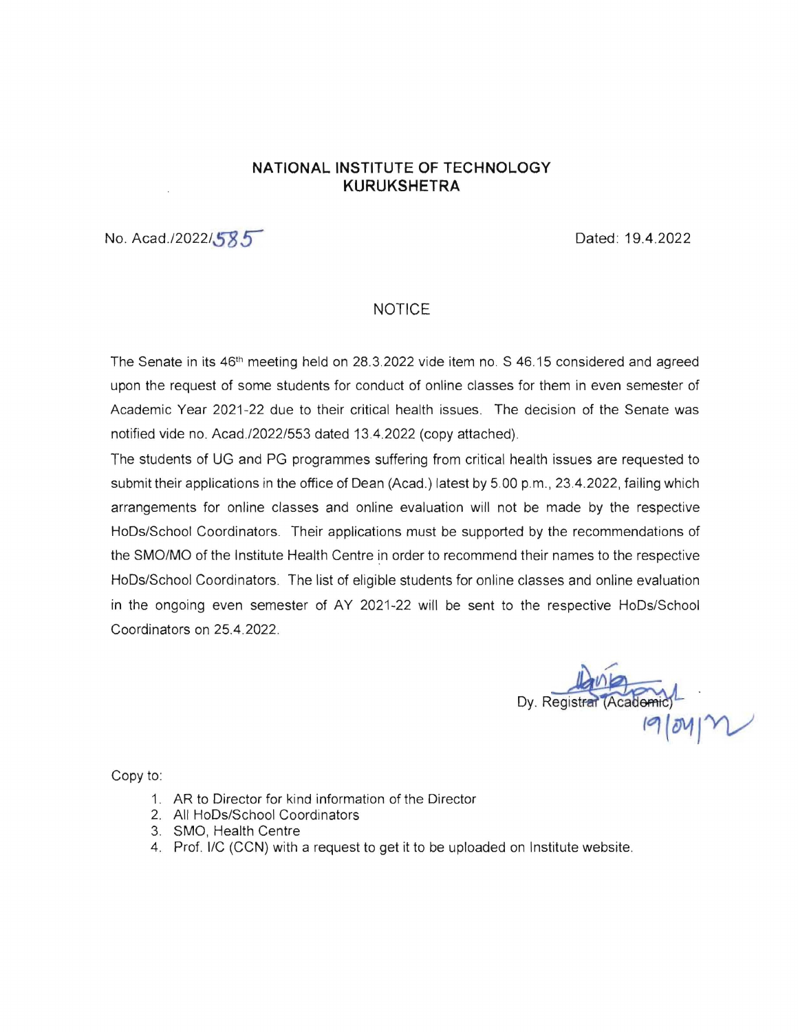**NATIONAL INSTITUTE OF TECHNOLOGY**
**KURUKSHETRA**

No. Acad./2022/585                                                                 Dated: 19.4.2022

NOTICE

The Senate in its 46th meeting held on 28.3.2022 vide item no. S 46.15 considered and agreed upon the request of some students for conduct of online classes for them in even semester of Academic Year 2021-22 due to their critical health issues. The decision of the Senate was notified vide no. Acad./2022/553 dated 13.4.2022 (copy attached).

The students of UG and PG programmes suffering from critical health issues are requested to submit their applications in the office of Dean (Acad.) latest by 5.00 p.m., 23.4.2022, failing which arrangements for online classes and online evaluation will not be made by the respective HoDs/School Coordinators. Their applications must be supported by the recommendations of the SMO/MO of the Institute Health Centre in order to recommend their names to the respective HoDs/School Coordinators. The list of eligible students for online classes and online evaluation in the ongoing even semester of AY 2021-22 will be sent to the respective HoDs/School Coordinators on 25.4.2022.

Dy. Registrar (Academic)
19/04/22

Copy to:

1. AR to Director for kind information of the Director
2. All HoDs/School Coordinators
3. SMO, Health Centre
4. Prof. I/C (CCN) with a request to get it to be uploaded on Institute website.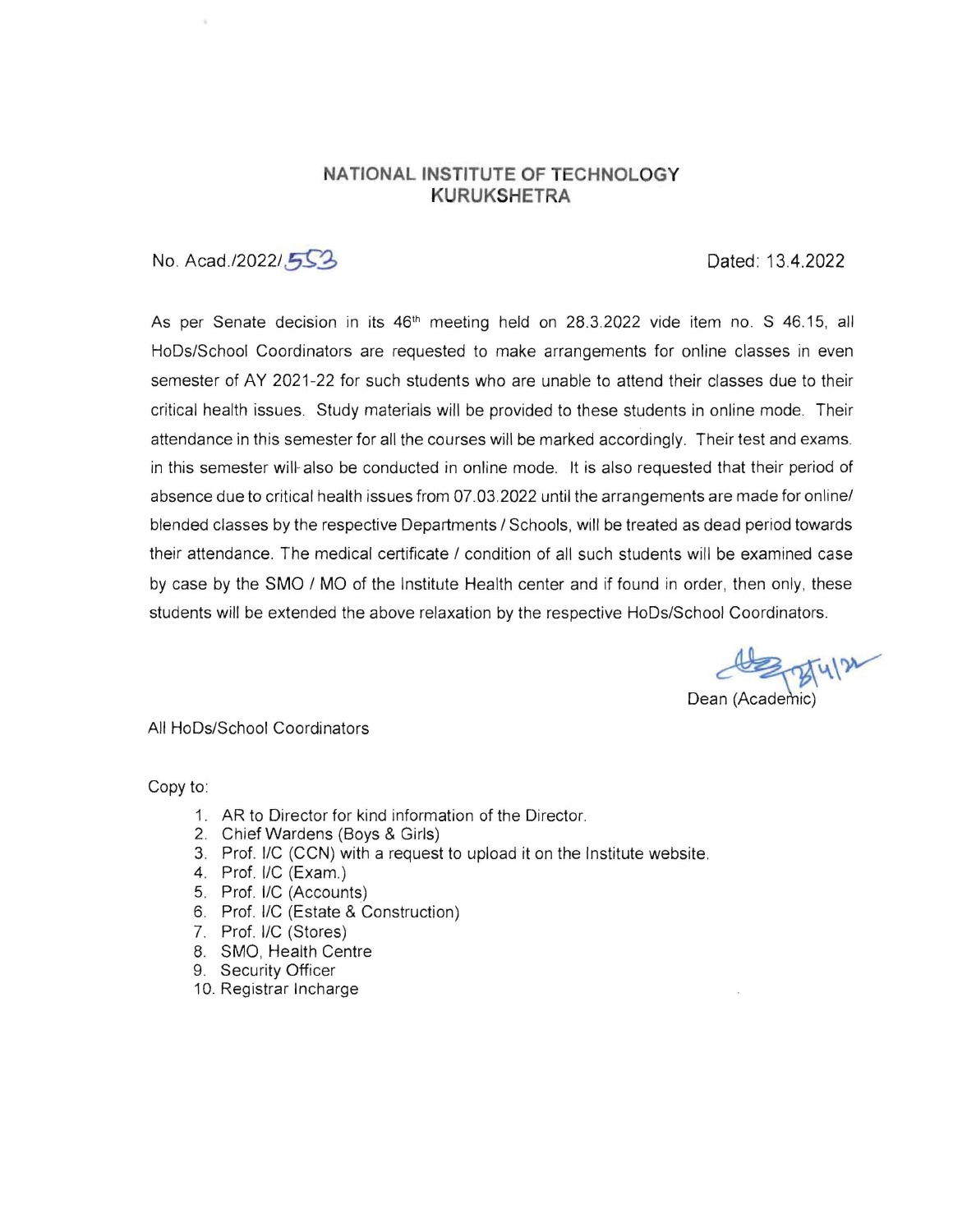## NATIONAL INSTITUTE OF TECHNOLOGY
## KURUKSHETRA

No. Acad./2022/553 Dated: 13.4.2022

As per Senate decision in its 46th meeting held on 28.3.2022 vide item no. S 46.15, all HoDs/School Coordinators are requested to make arrangements for online classes in even semester of AY 2021-22 for such students who are unable to attend their classes due to their critical health issues. Study materials will be provided to these students in online mode. Their attendance in this semester for all the courses will be marked accordingly. Their test and exams. in this semester will also be conducted in online mode. It is also requested that their period of absence due to critical health issues from 07.03.2022 until the arrangements are made for online/ blended classes by the respective Departments / Schools, will be treated as dead period towards their attendance. The medical certificate / condition of all such students will be examined case by case by the SMO / MO of the Institute Health center and if found in order, then only, these students will be extended the above relaxation by the respective HoDs/School Coordinators.

13/4/22
Dean (Academic)

All HoDs/School Coordinators

Copy to:

1. AR to Director for kind information of the Director.
2. Chief Wardens (Boys & Girls)
3. Prof. I/C (CCN) with a request to upload it on the Institute website.
4. Prof. I/C (Exam.)
5. Prof. I/C (Accounts)
6. Prof. I/C (Estate & Construction)
7. Prof. I/C (Stores)
8. SMO, Health Centre
9. Security Officer
10. Registrar Incharge